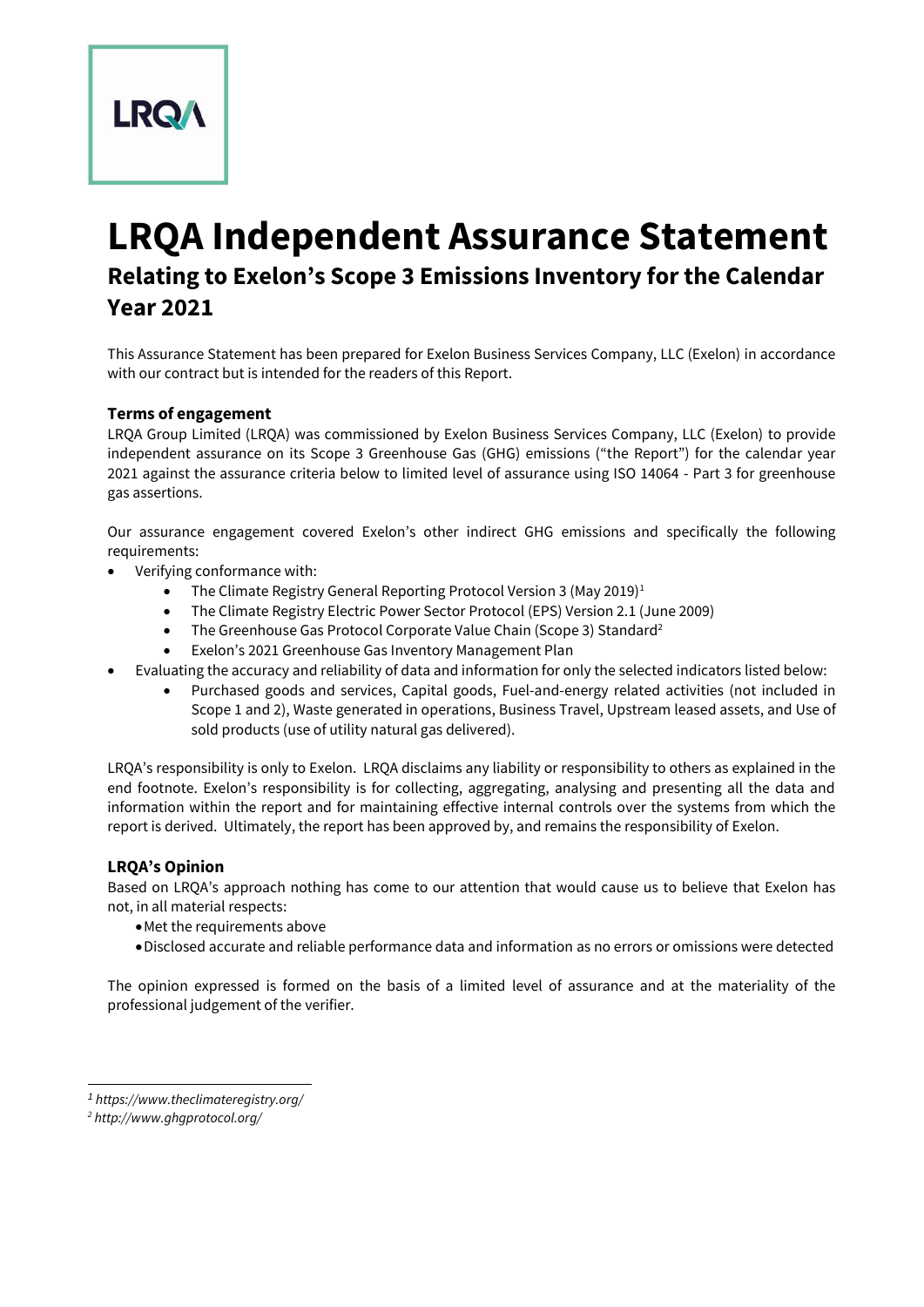# LRQA Independent Assurance Statement

## Relating to Exelon's Scope 3 Emissions Inventory for the Calendar Year 2021

This Assurance Statement has been prepared for Exelon Business Services Company, LLC (Exelon) in accordance with our contract but is intended for the readers of this Report.

### Terms of engagement

LRQA Group Limited (LRQA) was commissioned by Exelon Business Services Company, LLC (Exelon) to provide independent assurance on its Scope 3 Greenhouse Gas (GHG) emissions ("the Report") for the calendar year 2021 against the assurance criteria below to limited level of assurance using ISO 14064 - Part 3 for greenhouse gas assertions.

Our assurance engagement covered Exelon's other indirect GHG emissions and specifically the following requirements:

- Verifying conformance with:
  - The Climate Registry General Reporting Protocol Version 3 (May 2019)[1]
  - The Climate Registry Electric Power Sector Protocol (EPS) Version 2.1 (June 2009)
  - The Greenhouse Gas Protocol Corporate Value Chain (Scope 3) Standard[2]
  - Exelon's 2021 Greenhouse Gas Inventory Management Plan
- Evaluating the accuracy and reliability of data and information for only the selected indicators listed below:
  - Purchased goods and services, Capital goods, Fuel-and-energy related activities (not included in Scope 1 and 2), Waste generated in operations, Business Travel, Upstream leased assets, and Use of sold products (use of utility natural gas delivered).

LRQA's responsibility is only to Exelon. LRQA disclaims any liability or responsibility to others as explained in the end footnote. Exelon's responsibility is for collecting, aggregating, analysing and presenting all the data and information within the report and for maintaining effective internal controls over the systems from which the report is derived. Ultimately, the report has been approved by, and remains the responsibility of Exelon.

### LRQA's Opinion

Based on LRQA's approach nothing has come to our attention that would cause us to believe that Exelon has not, in all material respects:

- Met the requirements above
- Disclosed accurate and reliable performance data and information as no errors or omissions were detected

The opinion expressed is formed on the basis of a limited level of assurance and at the materiality of the professional judgement of the verifier.

---

*[1] https://www.theclimateregistry.org/*

*[2] http://www.ghgprotocol.org/*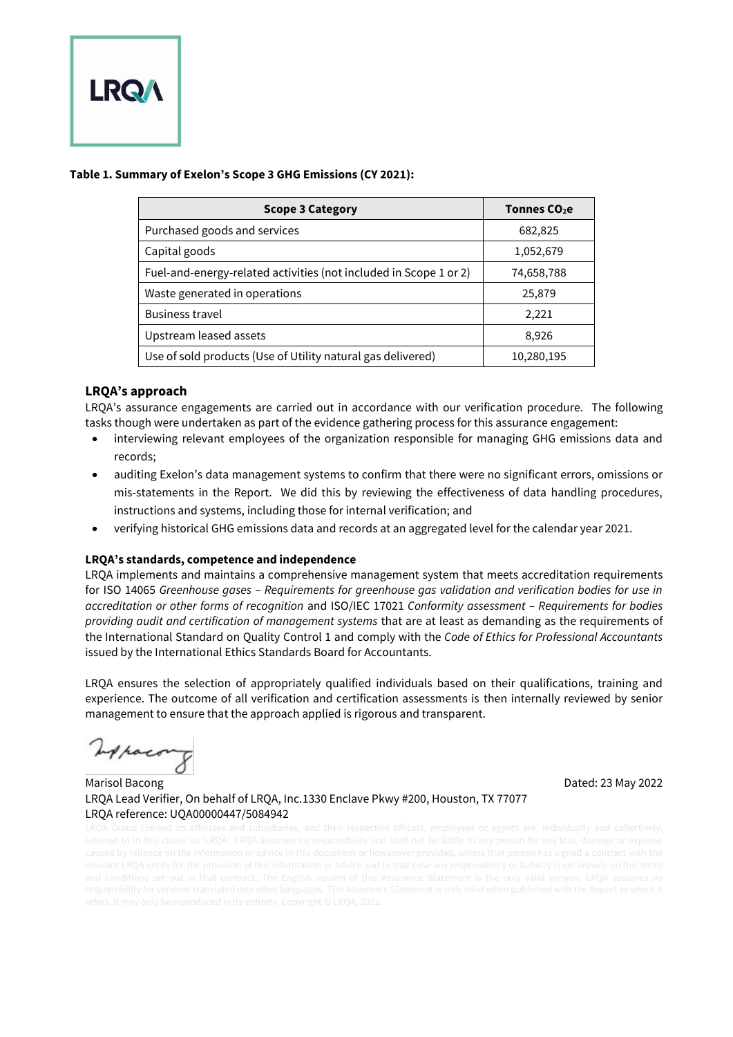**Table 1. Summary of Exelon's Scope 3 GHG Emissions (CY 2021):**

| Scope 3 Category | Tonnes $CO_2e$ |
|---|---|
| Purchased goods and services | 682,825 |
| Capital goods | 1,052,679 |
| Fuel-and-energy-related activities (not included in Scope 1 or 2) | 74,658,788 |
| Waste generated in operations | 25,879 |
| Business travel | 2,221 |
| Upstream leased assets | 8,926 |
| Use of sold products (Use of Utility natural gas delivered) | 10,280,195 |

## LRQA's approach

LRQA's assurance engagements are carried out in accordance with our verification procedure. The following tasks though were undertaken as part of the evidence gathering process for this assurance engagement:

- interviewing relevant employees of the organization responsible for managing GHG emissions data and records;
- auditing Exelon's data management systems to confirm that there were no significant errors, omissions or mis-statements in the Report. We did this by reviewing the effectiveness of data handling procedures, instructions and systems, including those for internal verification; and
- verifying historical GHG emissions data and records at an aggregated level for the calendar year 2021.

### LRQA's standards, competence and independence

LRQA implements and maintains a comprehensive management system that meets accreditation requirements for ISO 14065 *Greenhouse gases – Requirements for greenhouse gas validation and verification bodies for use in accreditation or other forms of recognition* and ISO/IEC 17021 *Conformity assessment – Requirements for bodies providing audit and certification of management systems* that are at least as demanding as the requirements of the International Standard on Quality Control 1 and comply with the *Code of Ethics for Professional Accountants* issued by the International Ethics Standards Board for Accountants.

LRQA ensures the selection of appropriately qualified individuals based on their qualifications, training and experience. The outcome of all verification and certification assessments is then internally reviewed by senior management to ensure that the approach applied is rigorous and transparent.

Marisol Bacong — Dated: 23 May 2022

LRQA Lead Verifier, On behalf of LRQA, Inc.1330 Enclave Pkwy #200, Houston, TX 77077

LRQA reference: UQA00000447/5084942

LRQA Group Limited its affiliates and subsidiaries, and their respective officers, employees or agents are, individually and collectively, referred to in this clause as 'LRQA'. LRQA assumes no responsibility and shall not be liable to any person for any loss, damage or expense caused by reliance on the information or advice in this document or howsoever provided, unless that person has signed a contract with the relevant LRQA entity for the provision of this information or advice and in that case any responsibility or liability is exclusively on the terms and conditions set out in that contract. The English version of this Assurance Statement is the only valid version. LRQA assumes no responsibility for versions translated into other languages. This Assurance Statement is only valid when published with the Report to which it refers. It may only be reproduced in its entirety. Copyright © LRQA, 2022.